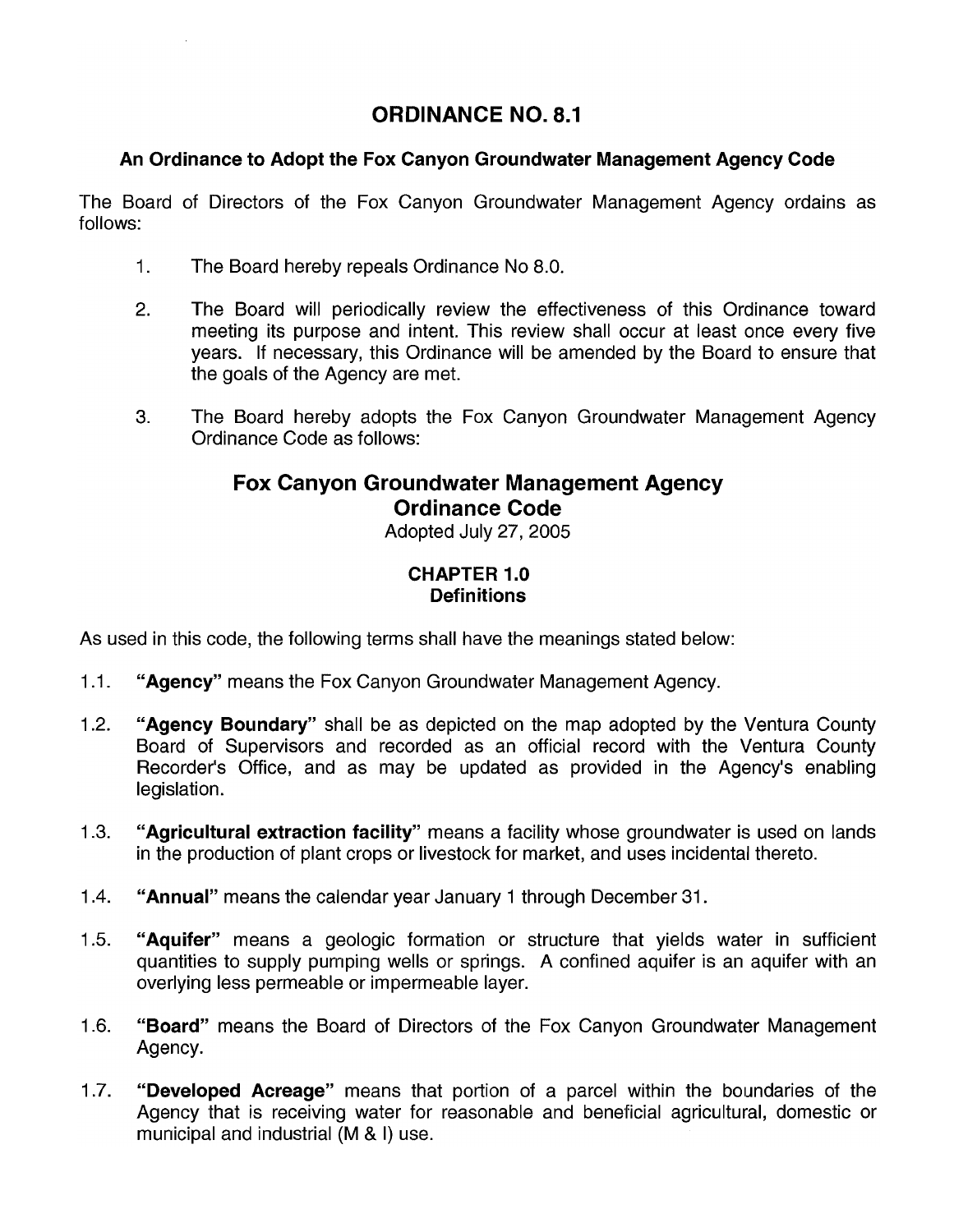# ORDINANCE NO. 8.1

### An Ordinance to Adopt the Fox Canyon Groundwater Management Agency Code

The Board of Directors of the Fox Canyon Groundwater Management Agency ordains as follows:

1. The Board hereby repeals Ordinance No 8.0.

2. The Board will periodically review the effectiveness of this Ordinance toward meeting its purpose and intent. This review shall occur at least once every five years. If necessary, this Ordinance will be amended by the Board to ensure that the goals of the Agency are met.

3. The Board hereby adopts the Fox Canyon Groundwater Management Agency Ordinance Code as follows:

## Fox Canyon Groundwater Management Agency Ordinance Code

Adopted July 27, 2005

### CHAPTER 1.0
### Definitions

As used in this code, the following terms shall have the meanings stated below:

1.1. **"Agency"** means the Fox Canyon Groundwater Management Agency.

1.2. **"Agency Boundary"** shall be as depicted on the map adopted by the Ventura County Board of Supervisors and recorded as an official record with the Ventura County Recorder's Office, and as may be updated as provided in the Agency's enabling legislation.

1.3. **"Agricultural extraction facility"** means a facility whose groundwater is used on lands in the production of plant crops or livestock for market, and uses incidental thereto.

1.4. **"Annual"** means the calendar year January 1 through December 31.

1.5. **"Aquifer"** means a geologic formation or structure that yields water in sufficient quantities to supply pumping wells or springs. A confined aquifer is an aquifer with an overlying less permeable or impermeable layer.

1.6. **"Board"** means the Board of Directors of the Fox Canyon Groundwater Management Agency.

1.7. **"Developed Acreage"** means that portion of a parcel within the boundaries of the Agency that is receiving water for reasonable and beneficial agricultural, domestic or municipal and industrial (M & I) use.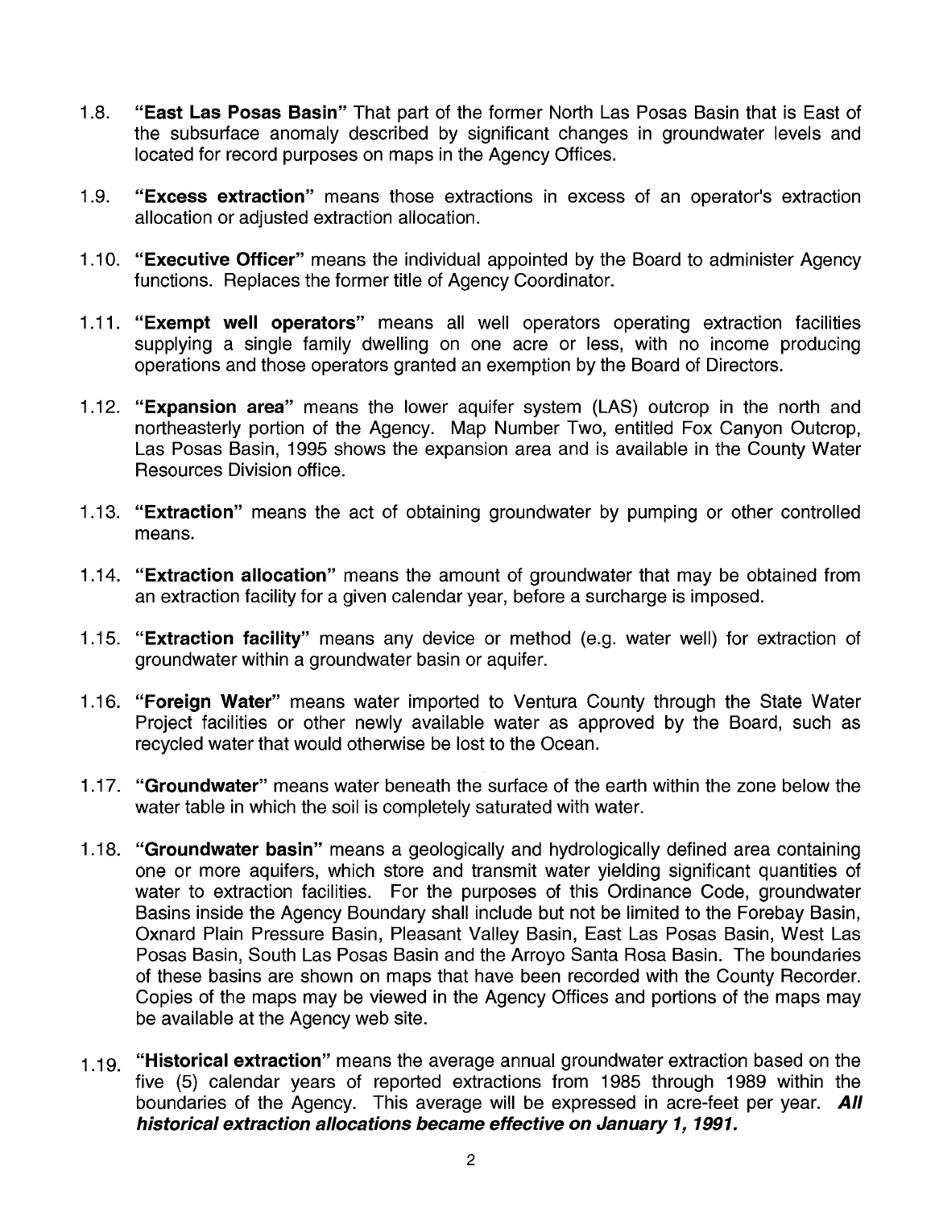1.8. **"East Las Posas Basin"** That part of the former North Las Posas Basin that is East of the subsurface anomaly described by significant changes in groundwater levels and located for record purposes on maps in the Agency Offices.

1.9. **"Excess extraction"** means those extractions in excess of an operator's extraction allocation or adjusted extraction allocation.

1.10. **"Executive Officer"** means the individual appointed by the Board to administer Agency functions. Replaces the former title of Agency Coordinator.

1.11. **"Exempt well operators"** means all well operators operating extraction facilities supplying a single family dwelling on one acre or less, with no income producing operations and those operators granted an exemption by the Board of Directors.

1.12. **"Expansion area"** means the lower aquifer system (LAS) outcrop in the north and northeasterly portion of the Agency. Map Number Two, entitled Fox Canyon Outcrop, Las Posas Basin, 1995 shows the expansion area and is available in the County Water Resources Division office.

1.13. **"Extraction"** means the act of obtaining groundwater by pumping or other controlled means.

1.14. **"Extraction allocation"** means the amount of groundwater that may be obtained from an extraction facility for a given calendar year, before a surcharge is imposed.

1.15. **"Extraction facility"** means any device or method (e.g. water well) for extraction of groundwater within a groundwater basin or aquifer.

1.16. **"Foreign Water"** means water imported to Ventura County through the State Water Project facilities or other newly available water as approved by the Board, such as recycled water that would otherwise be lost to the Ocean.

1.17. **"Groundwater"** means water beneath the surface of the earth within the zone below the water table in which the soil is completely saturated with water.

1.18. **"Groundwater basin"** means a geologically and hydrologically defined area containing one or more aquifers, which store and transmit water yielding significant quantities of water to extraction facilities. For the purposes of this Ordinance Code, groundwater Basins inside the Agency Boundary shall include but not be limited to the Forebay Basin, Oxnard Plain Pressure Basin, Pleasant Valley Basin, East Las Posas Basin, West Las Posas Basin, South Las Posas Basin and the Arroyo Santa Rosa Basin. The boundaries of these basins are shown on maps that have been recorded with the County Recorder. Copies of the maps may be viewed in the Agency Offices and portions of the maps may be available at the Agency web site.

1.19. **"Historical extraction"** means the average annual groundwater extraction based on the five (5) calendar years of reported extractions from 1985 through 1989 within the boundaries of the Agency. This average will be expressed in acre-feet per year. ***All historical extraction allocations became effective on January 1, 1991.***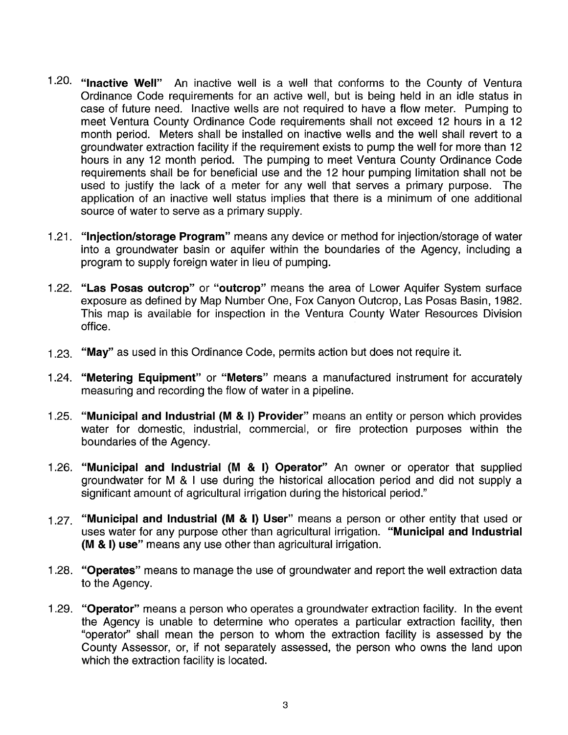1.20. **"Inactive Well"** An inactive well is a well that conforms to the County of Ventura Ordinance Code requirements for an active well, but is being held in an idle status in case of future need. Inactive wells are not required to have a flow meter. Pumping to meet Ventura County Ordinance Code requirements shall not exceed 12 hours in a 12 month period. Meters shall be installed on inactive wells and the well shall revert to a groundwater extraction facility if the requirement exists to pump the well for more than 12 hours in any 12 month period. The pumping to meet Ventura County Ordinance Code requirements shall be for beneficial use and the 12 hour pumping limitation shall not be used to justify the lack of a meter for any well that serves a primary purpose. The application of an inactive well status implies that there is a minimum of one additional source of water to serve as a primary supply.

1.21. **"Injection/storage Program"** means any device or method for injection/storage of water into a groundwater basin or aquifer within the boundaries of the Agency, including a program to supply foreign water in lieu of pumping.

1.22. **"Las Posas outcrop"** or **"outcrop"** means the area of Lower Aquifer System surface exposure as defined by Map Number One, Fox Canyon Outcrop, Las Posas Basin, 1982. This map is available for inspection in the Ventura County Water Resources Division office.

1.23. **"May"** as used in this Ordinance Code, permits action but does not require it.

1.24. **"Metering Equipment"** or **"Meters"** means a manufactured instrument for accurately measuring and recording the flow of water in a pipeline.

1.25. **"Municipal and Industrial (M & I) Provider"** means an entity or person which provides water for domestic, industrial, commercial, or fire protection purposes within the boundaries of the Agency.

1.26. **"Municipal and Industrial (M & I) Operator"** An owner or operator that supplied groundwater for M & I use during the historical allocation period and did not supply a significant amount of agricultural irrigation during the historical period."

1.27. **"Municipal and Industrial (M & I) User"** means a person or other entity that used or uses water for any purpose other than agricultural irrigation. **"Municipal and Industrial (M & I) use"** means any use other than agricultural irrigation.

1.28. **"Operates"** means to manage the use of groundwater and report the well extraction data to the Agency.

1.29. **"Operator"** means a person who operates a groundwater extraction facility. In the event the Agency is unable to determine who operates a particular extraction facility, then "operator" shall mean the person to whom the extraction facility is assessed by the County Assessor, or, if not separately assessed, the person who owns the land upon which the extraction facility is located.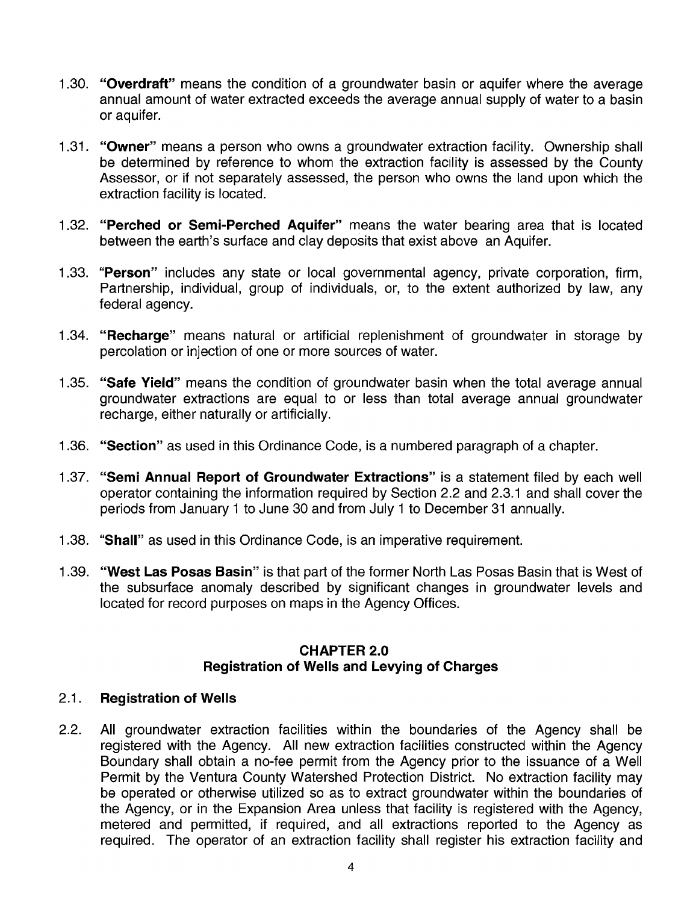1.30. **"Overdraft"** means the condition of a groundwater basin or aquifer where the average annual amount of water extracted exceeds the average annual supply of water to a basin or aquifer.

1.31. **"Owner"** means a person who owns a groundwater extraction facility. Ownership shall be determined by reference to whom the extraction facility is assessed by the County Assessor, or if not separately assessed, the person who owns the land upon which the extraction facility is located.

1.32. **"Perched or Semi-Perched Aquifer"** means the water bearing area that is located between the earth's surface and clay deposits that exist above an Aquifer.

1.33. "**Person**" includes any state or local governmental agency, private corporation, firm, Partnership, individual, group of individuals, or, to the extent authorized by law, any federal agency.

1.34. **"Recharge"** means natural or artificial replenishment of groundwater in storage by percolation or injection of one or more sources of water.

1.35. **"Safe Yield"** means the condition of groundwater basin when the total average annual groundwater extractions are equal to or less than total average annual groundwater recharge, either naturally or artificially.

1.36. **"Section"** as used in this Ordinance Code, is a numbered paragraph of a chapter.

1.37. **"Semi Annual Report of Groundwater Extractions"** is a statement filed by each well operator containing the information required by Section 2.2 and 2.3.1 and shall cover the periods from January 1 to June 30 and from July 1 to December 31 annually.

1.38. **"Shall"** as used in this Ordinance Code, is an imperative requirement.

1.39. **"West Las Posas Basin"** is that part of the former North Las Posas Basin that is West of the subsurface anomaly described by significant changes in groundwater levels and located for record purposes on maps in the Agency Offices.

## CHAPTER 2.0
## Registration of Wells and Levying of Charges

### 2.1. Registration of Wells

2.2. All groundwater extraction facilities within the boundaries of the Agency shall be registered with the Agency. All new extraction facilities constructed within the Agency Boundary shall obtain a no-fee permit from the Agency prior to the issuance of a Well Permit by the Ventura County Watershed Protection District. No extraction facility may be operated or otherwise utilized so as to extract groundwater within the boundaries of the Agency, or in the Expansion Area unless that facility is registered with the Agency, metered and permitted, if required, and all extractions reported to the Agency as required. The operator of an extraction facility shall register his extraction facility and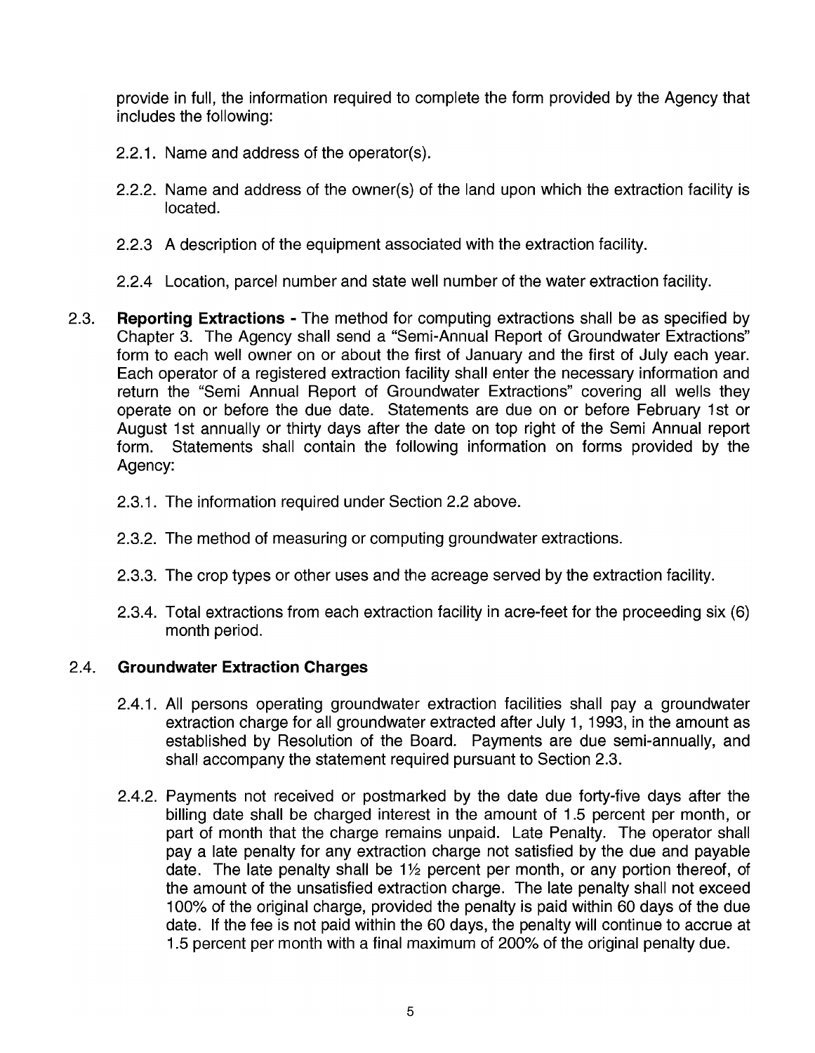provide in full, the information required to complete the form provided by the Agency that includes the following:

2.2.1. Name and address of the operator(s).

2.2.2. Name and address of the owner(s) of the land upon which the extraction facility is located.

2.2.3 A description of the equipment associated with the extraction facility.

2.2.4 Location, parcel number and state well number of the water extraction facility.

2.3. **Reporting Extractions -** The method for computing extractions shall be as specified by Chapter 3. The Agency shall send a "Semi-Annual Report of Groundwater Extractions" form to each well owner on or about the first of January and the first of July each year. Each operator of a registered extraction facility shall enter the necessary information and return the "Semi Annual Report of Groundwater Extractions" covering all wells they operate on or before the due date. Statements are due on or before February 1st or August 1st annually or thirty days after the date on top right of the Semi Annual report form. Statements shall contain the following information on forms provided by the Agency:

2.3.1. The information required under Section 2.2 above.

2.3.2. The method of measuring or computing groundwater extractions.

2.3.3. The crop types or other uses and the acreage served by the extraction facility.

2.3.4. Total extractions from each extraction facility in acre-feet for the proceeding six (6) month period.

## 2.4. Groundwater Extraction Charges

2.4.1. All persons operating groundwater extraction facilities shall pay a groundwater extraction charge for all groundwater extracted after July 1, 1993, in the amount as established by Resolution of the Board. Payments are due semi-annually, and shall accompany the statement required pursuant to Section 2.3.

2.4.2. Payments not received or postmarked by the date due forty-five days after the billing date shall be charged interest in the amount of 1.5 percent per month, or part of month that the charge remains unpaid. Late Penalty. The operator shall pay a late penalty for any extraction charge not satisfied by the due and payable date. The late penalty shall be 1½ percent per month, or any portion thereof, of the amount of the unsatisfied extraction charge. The late penalty shall not exceed 100% of the original charge, provided the penalty is paid within 60 days of the due date. If the fee is not paid within the 60 days, the penalty will continue to accrue at 1.5 percent per month with a final maximum of 200% of the original penalty due.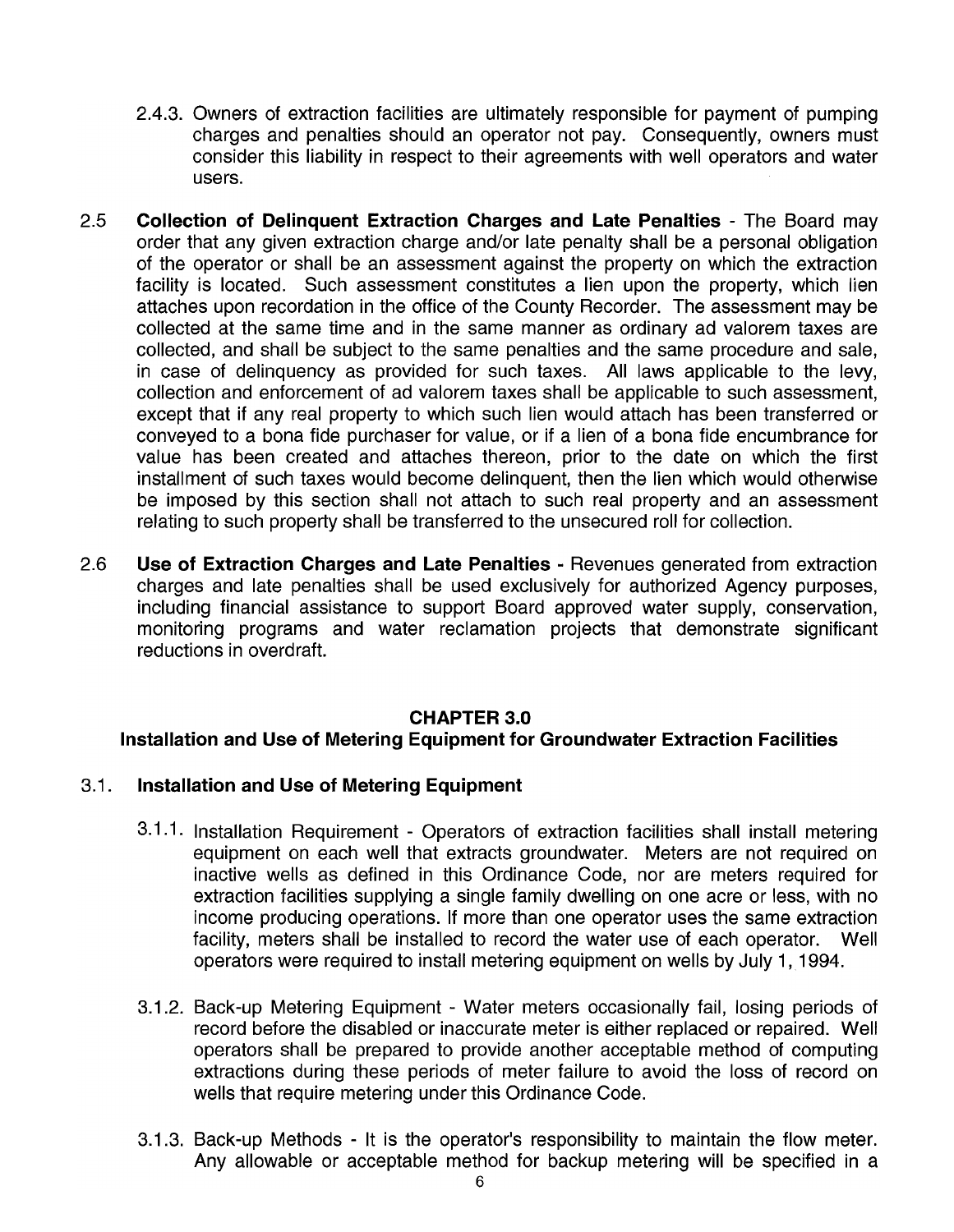2.4.3. Owners of extraction facilities are ultimately responsible for payment of pumping charges and penalties should an operator not pay. Consequently, owners must consider this liability in respect to their agreements with well operators and water users.

2.5 **Collection of Delinquent Extraction Charges and Late Penalties** - The Board may order that any given extraction charge and/or late penalty shall be a personal obligation of the operator or shall be an assessment against the property on which the extraction facility is located. Such assessment constitutes a lien upon the property, which lien attaches upon recordation in the office of the County Recorder. The assessment may be collected at the same time and in the same manner as ordinary ad valorem taxes are collected, and shall be subject to the same penalties and the same procedure and sale, in case of delinquency as provided for such taxes. All laws applicable to the levy, collection and enforcement of ad valorem taxes shall be applicable to such assessment, except that if any real property to which such lien would attach has been transferred or conveyed to a bona fide purchaser for value, or if a lien of a bona fide encumbrance for value has been created and attaches thereon, prior to the date on which the first installment of such taxes would become delinquent, then the lien which would otherwise be imposed by this section shall not attach to such real property and an assessment relating to such property shall be transferred to the unsecured roll for collection.

2.6 **Use of Extraction Charges and Late Penalties -** Revenues generated from extraction charges and late penalties shall be used exclusively for authorized Agency purposes, including financial assistance to support Board approved water supply, conservation, monitoring programs and water reclamation projects that demonstrate significant reductions in overdraft.

## CHAPTER 3.0
## Installation and Use of Metering Equipment for Groundwater Extraction Facilities

### 3.1. Installation and Use of Metering Equipment

3.1.1. Installation Requirement - Operators of extraction facilities shall install metering equipment on each well that extracts groundwater. Meters are not required on inactive wells as defined in this Ordinance Code, nor are meters required for extraction facilities supplying a single family dwelling on one acre or less, with no income producing operations. If more than one operator uses the same extraction facility, meters shall be installed to record the water use of each operator. Well operators were required to install metering equipment on wells by July 1, 1994.

3.1.2. Back-up Metering Equipment - Water meters occasionally fail, losing periods of record before the disabled or inaccurate meter is either replaced or repaired. Well operators shall be prepared to provide another acceptable method of computing extractions during these periods of meter failure to avoid the loss of record on wells that require metering under this Ordinance Code.

3.1.3. Back-up Methods - It is the operator's responsibility to maintain the flow meter. Any allowable or acceptable method for backup metering will be specified in a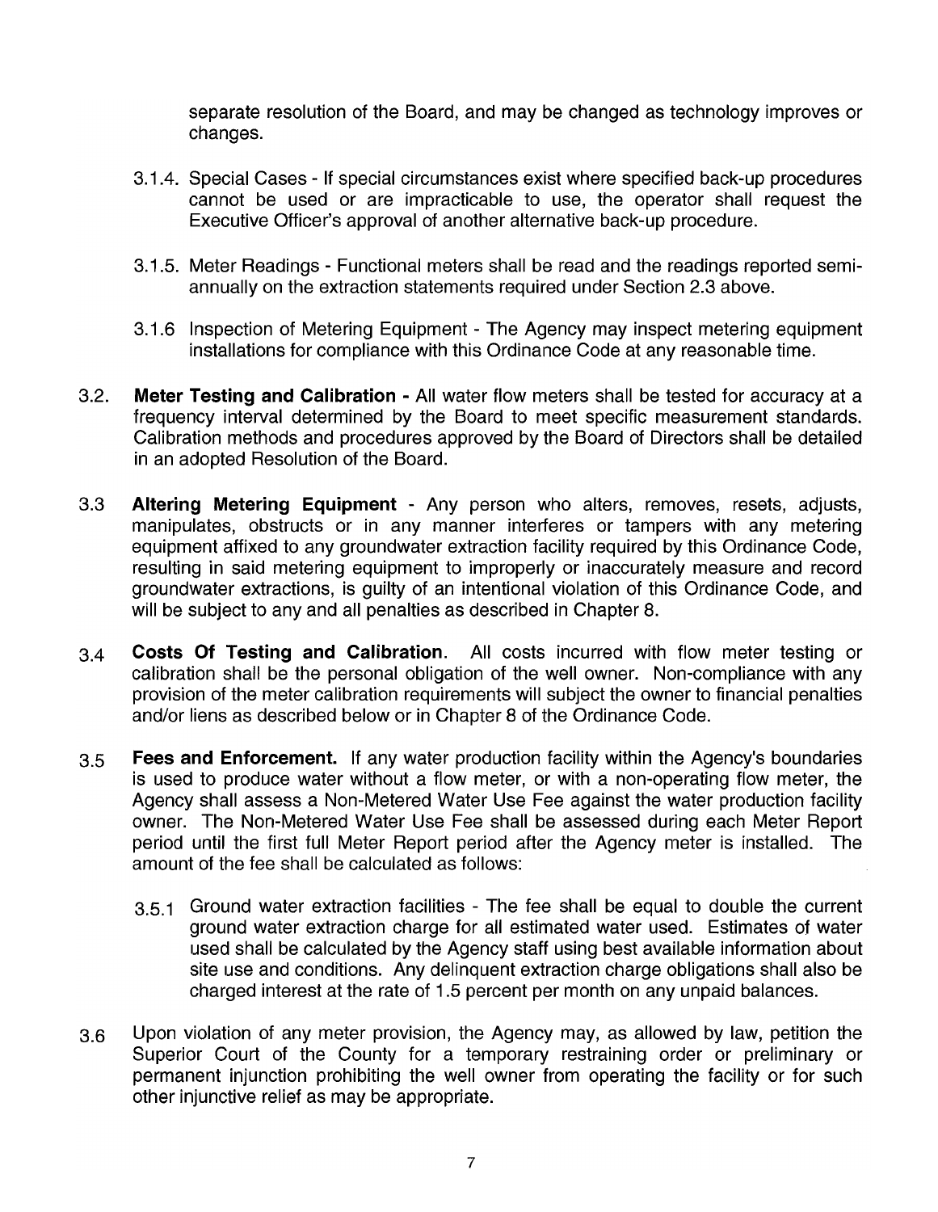separate resolution of the Board, and may be changed as technology improves or changes.

3.1.4. Special Cases - If special circumstances exist where specified back-up procedures cannot be used or are impracticable to use, the operator shall request the Executive Officer's approval of another alternative back-up procedure.

3.1.5. Meter Readings - Functional meters shall be read and the readings reported semi-annually on the extraction statements required under Section 2.3 above.

3.1.6 Inspection of Metering Equipment - The Agency may inspect metering equipment installations for compliance with this Ordinance Code at any reasonable time.

3.2. **Meter Testing and Calibration -** All water flow meters shall be tested for accuracy at a frequency interval determined by the Board to meet specific measurement standards. Calibration methods and procedures approved by the Board of Directors shall be detailed in an adopted Resolution of the Board.

3.3 **Altering Metering Equipment** - Any person who alters, removes, resets, adjusts, manipulates, obstructs or in any manner interferes or tampers with any metering equipment affixed to any groundwater extraction facility required by this Ordinance Code, resulting in said metering equipment to improperly or inaccurately measure and record groundwater extractions, is guilty of an intentional violation of this Ordinance Code, and will be subject to any and all penalties as described in Chapter 8.

3.4 **Costs Of Testing and Calibration**. All costs incurred with flow meter testing or calibration shall be the personal obligation of the well owner. Non-compliance with any provision of the meter calibration requirements will subject the owner to financial penalties and/or liens as described below or in Chapter 8 of the Ordinance Code.

3.5 **Fees and Enforcement.** If any water production facility within the Agency's boundaries is used to produce water without a flow meter, or with a non-operating flow meter, the Agency shall assess a Non-Metered Water Use Fee against the water production facility owner. The Non-Metered Water Use Fee shall be assessed during each Meter Report period until the first full Meter Report period after the Agency meter is installed. The amount of the fee shall be calculated as follows:

3.5.1 Ground water extraction facilities - The fee shall be equal to double the current ground water extraction charge for all estimated water used. Estimates of water used shall be calculated by the Agency staff using best available information about site use and conditions. Any delinquent extraction charge obligations shall also be charged interest at the rate of 1.5 percent per month on any unpaid balances.

3.6 Upon violation of any meter provision, the Agency may, as allowed by law, petition the Superior Court of the County for a temporary restraining order or preliminary or permanent injunction prohibiting the well owner from operating the facility or for such other injunctive relief as may be appropriate.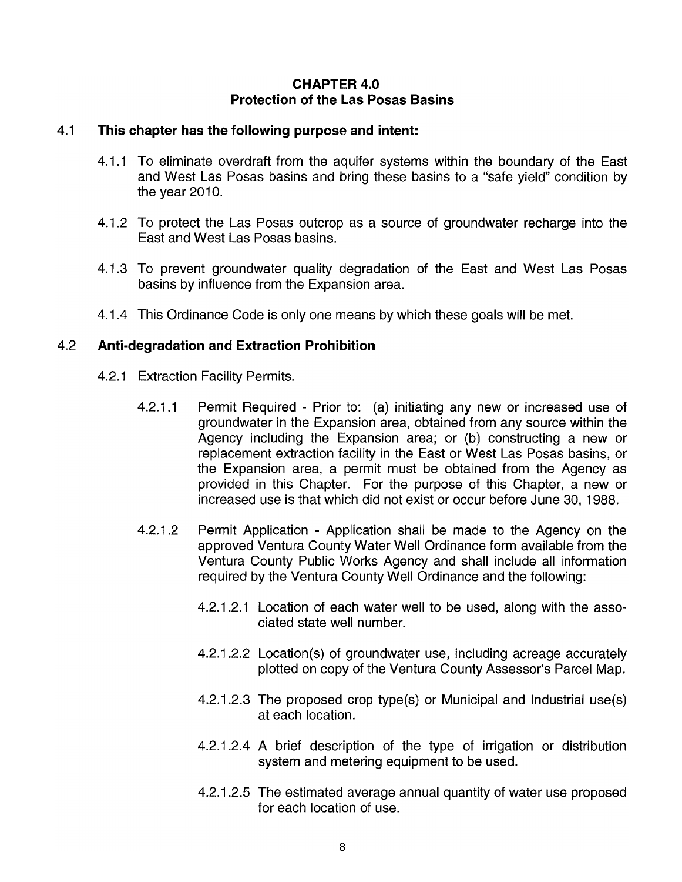## CHAPTER 4.0
## Protection of the Las Posas Basins

4.1 **This chapter has the following purpose and intent:**

4.1.1 To eliminate overdraft from the aquifer systems within the boundary of the East and West Las Posas basins and bring these basins to a "safe yield" condition by the year 2010.

4.1.2 To protect the Las Posas outcrop as a source of groundwater recharge into the East and West Las Posas basins.

4.1.3 To prevent groundwater quality degradation of the East and West Las Posas basins by influence from the Expansion area.

4.1.4 This Ordinance Code is only one means by which these goals will be met.

4.2 **Anti-degradation and Extraction Prohibition**

4.2.1 Extraction Facility Permits.

4.2.1.1 Permit Required - Prior to: (a) initiating any new or increased use of groundwater in the Expansion area, obtained from any source within the Agency including the Expansion area; or (b) constructing a new or replacement extraction facility in the East or West Las Posas basins, or the Expansion area, a permit must be obtained from the Agency as provided in this Chapter. For the purpose of this Chapter, a new or increased use is that which did not exist or occur before June 30, 1988.

4.2.1.2 Permit Application - Application shall be made to the Agency on the approved Ventura County Water Well Ordinance form available from the Ventura County Public Works Agency and shall include all information required by the Ventura County Well Ordinance and the following:

4.2.1.2.1 Location of each water well to be used, along with the associated state well number.

4.2.1.2.2 Location(s) of groundwater use, including acreage accurately plotted on copy of the Ventura County Assessor's Parcel Map.

4.2.1.2.3 The proposed crop type(s) or Municipal and Industrial use(s) at each location.

4.2.1.2.4 A brief description of the type of irrigation or distribution system and metering equipment to be used.

4.2.1.2.5 The estimated average annual quantity of water use proposed for each location of use.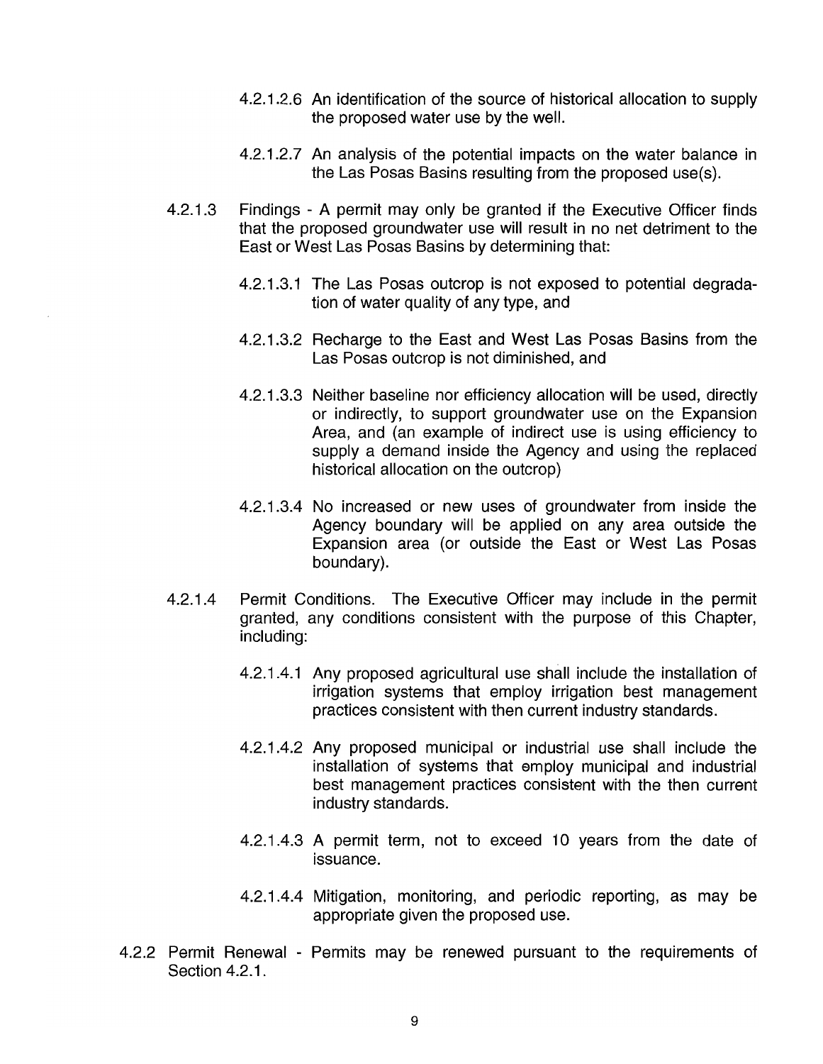4.2.1.2.6 An identification of the source of historical allocation to supply the proposed water use by the well.

4.2.1.2.7 An analysis of the potential impacts on the water balance in the Las Posas Basins resulting from the proposed use(s).

4.2.1.3 Findings - A permit may only be granted if the Executive Officer finds that the proposed groundwater use will result in no net detriment to the East or West Las Posas Basins by determining that:

4.2.1.3.1 The Las Posas outcrop is not exposed to potential degradation of water quality of any type, and

4.2.1.3.2 Recharge to the East and West Las Posas Basins from the Las Posas outcrop is not diminished, and

4.2.1.3.3 Neither baseline nor efficiency allocation will be used, directly or indirectly, to support groundwater use on the Expansion Area, and (an example of indirect use is using efficiency to supply a demand inside the Agency and using the replaced historical allocation on the outcrop)

4.2.1.3.4 No increased or new uses of groundwater from inside the Agency boundary will be applied on any area outside the Expansion area (or outside the East or West Las Posas boundary).

4.2.1.4 Permit Conditions. The Executive Officer may include in the permit granted, any conditions consistent with the purpose of this Chapter, including:

4.2.1.4.1 Any proposed agricultural use shall include the installation of irrigation systems that employ irrigation best management practices consistent with then current industry standards.

4.2.1.4.2 Any proposed municipal or industrial use shall include the installation of systems that employ municipal and industrial best management practices consistent with the then current industry standards.

4.2.1.4.3 A permit term, not to exceed 10 years from the date of issuance.

4.2.1.4.4 Mitigation, monitoring, and periodic reporting, as may be appropriate given the proposed use.

4.2.2 Permit Renewal - Permits may be renewed pursuant to the requirements of Section 4.2.1.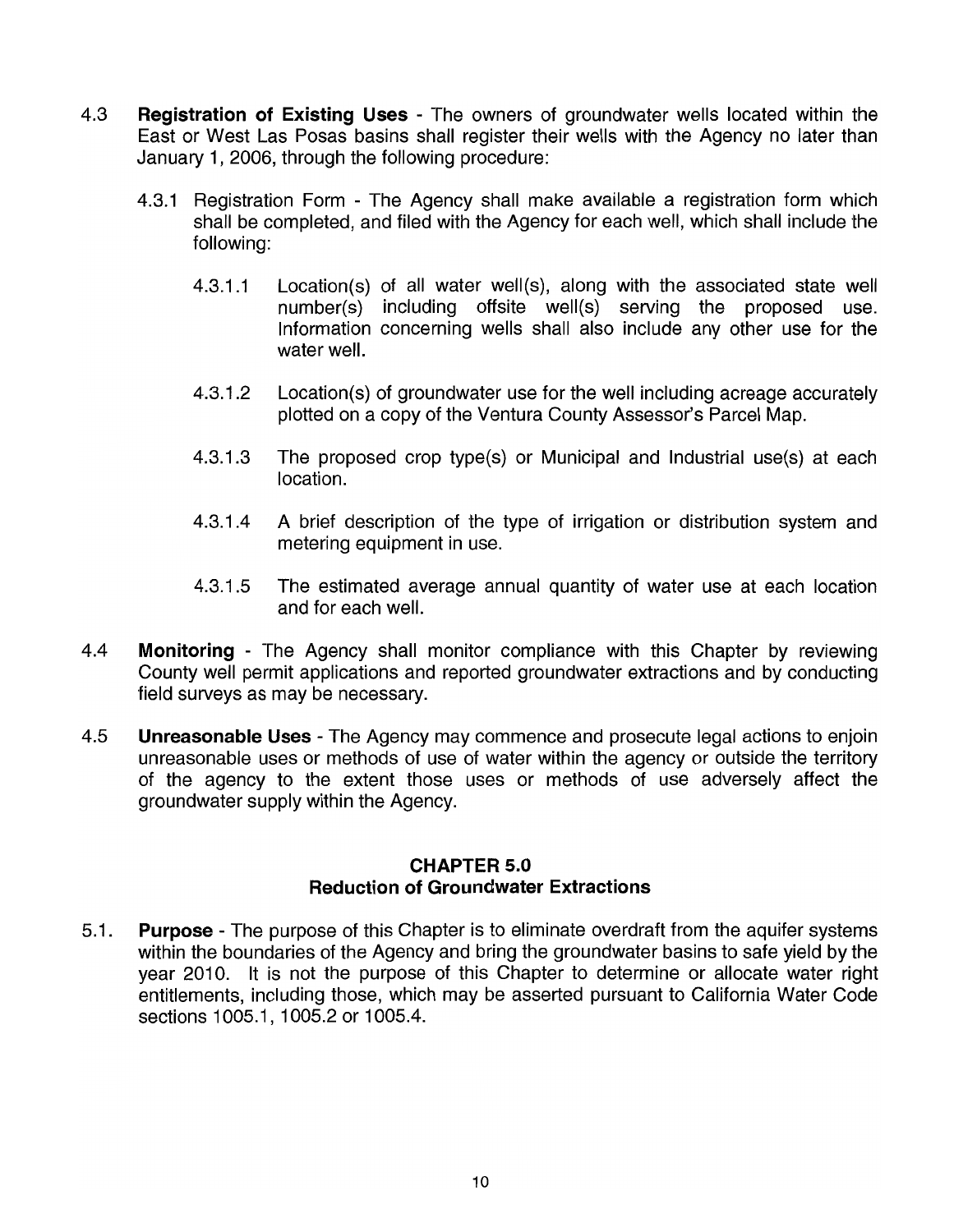4.3 **Registration of Existing Uses** - The owners of groundwater wells located within the East or West Las Posas basins shall register their wells with the Agency no later than January 1, 2006, through the following procedure:

4.3.1 Registration Form - The Agency shall make available a registration form which shall be completed, and filed with the Agency for each well, which shall include the following:

4.3.1.1 Location(s) of all water well(s), along with the associated state well number(s) including offsite well(s) serving the proposed use. Information concerning wells shall also include any other use for the water well.

4.3.1.2 Location(s) of groundwater use for the well including acreage accurately plotted on a copy of the Ventura County Assessor's Parcel Map.

4.3.1.3 The proposed crop type(s) or Municipal and Industrial use(s) at each location.

4.3.1.4 A brief description of the type of irrigation or distribution system and metering equipment in use.

4.3.1.5 The estimated average annual quantity of water use at each location and for each well.

4.4 **Monitoring** - The Agency shall monitor compliance with this Chapter by reviewing County well permit applications and reported groundwater extractions and by conducting field surveys as may be necessary.

4.5 **Unreasonable Uses** - The Agency may commence and prosecute legal actions to enjoin unreasonable uses or methods of use of water within the agency or outside the territory of the agency to the extent those uses or methods of use adversely affect the groundwater supply within the Agency.

## CHAPTER 5.0
## Reduction of Groundwater Extractions

5.1. **Purpose** - The purpose of this Chapter is to eliminate overdraft from the aquifer systems within the boundaries of the Agency and bring the groundwater basins to safe yield by the year 2010. It is not the purpose of this Chapter to determine or allocate water right entitlements, including those, which may be asserted pursuant to California Water Code sections 1005.1, 1005.2 or 1005.4.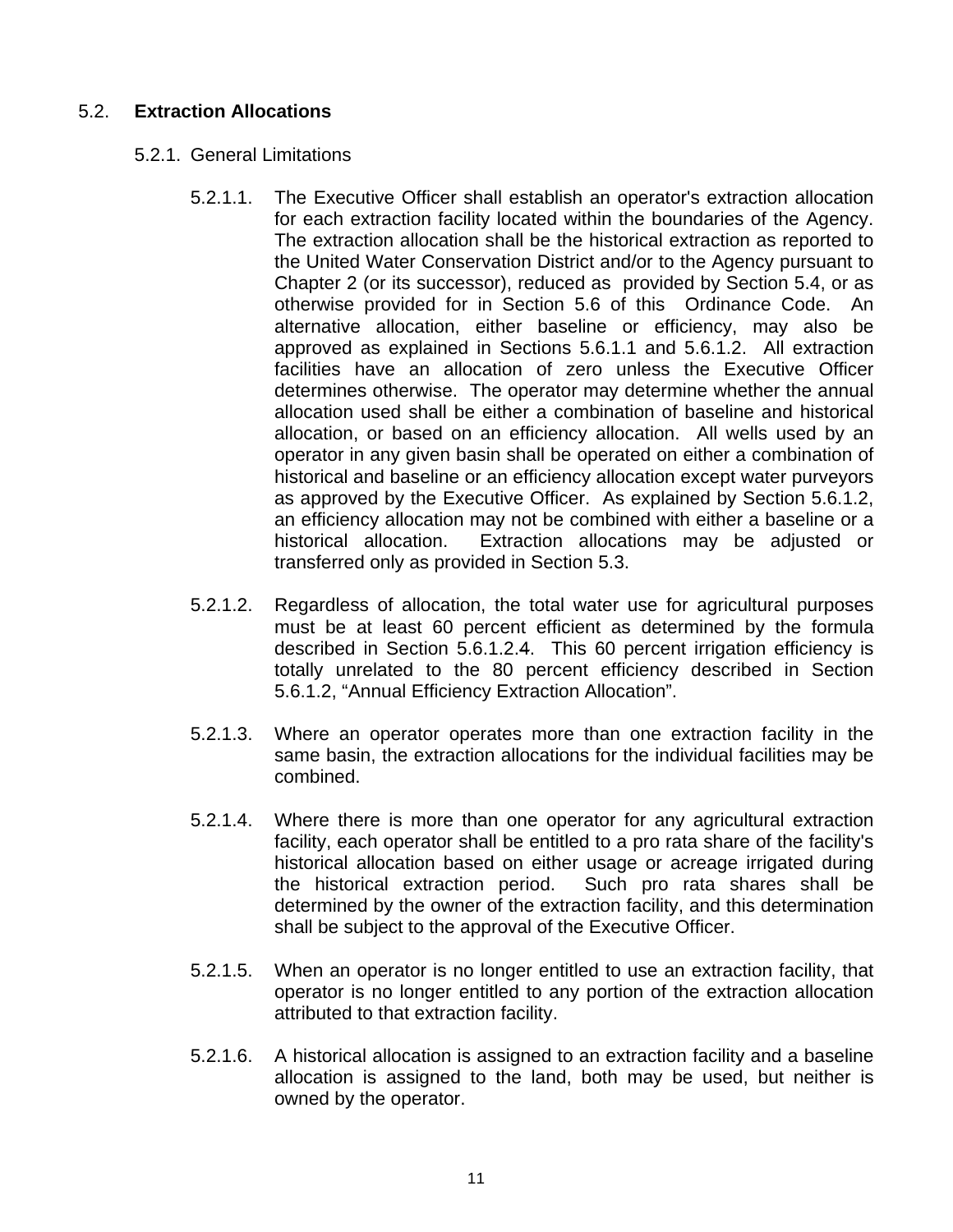## 5.2. **Extraction Allocations**

### 5.2.1. General Limitations

5.2.1.1. The Executive Officer shall establish an operator's extraction allocation for each extraction facility located within the boundaries of the Agency. The extraction allocation shall be the historical extraction as reported to the United Water Conservation District and/or to the Agency pursuant to Chapter 2 (or its successor), reduced as provided by Section 5.4, or as otherwise provided for in Section 5.6 of this Ordinance Code. An alternative allocation, either baseline or efficiency, may also be approved as explained in Sections 5.6.1.1 and 5.6.1.2. All extraction facilities have an allocation of zero unless the Executive Officer determines otherwise. The operator may determine whether the annual allocation used shall be either a combination of baseline and historical allocation, or based on an efficiency allocation. All wells used by an operator in any given basin shall be operated on either a combination of historical and baseline or an efficiency allocation except water purveyors as approved by the Executive Officer. As explained by Section 5.6.1.2, an efficiency allocation may not be combined with either a baseline or a historical allocation. Extraction allocations may be adjusted or transferred only as provided in Section 5.3.

5.2.1.2. Regardless of allocation, the total water use for agricultural purposes must be at least 60 percent efficient as determined by the formula described in Section 5.6.1.2.4. This 60 percent irrigation efficiency is totally unrelated to the 80 percent efficiency described in Section 5.6.1.2, "Annual Efficiency Extraction Allocation".

5.2.1.3. Where an operator operates more than one extraction facility in the same basin, the extraction allocations for the individual facilities may be combined.

5.2.1.4. Where there is more than one operator for any agricultural extraction facility, each operator shall be entitled to a pro rata share of the facility's historical allocation based on either usage or acreage irrigated during the historical extraction period. Such pro rata shares shall be determined by the owner of the extraction facility, and this determination shall be subject to the approval of the Executive Officer.

5.2.1.5. When an operator is no longer entitled to use an extraction facility, that operator is no longer entitled to any portion of the extraction allocation attributed to that extraction facility.

5.2.1.6. A historical allocation is assigned to an extraction facility and a baseline allocation is assigned to the land, both may be used, but neither is owned by the operator.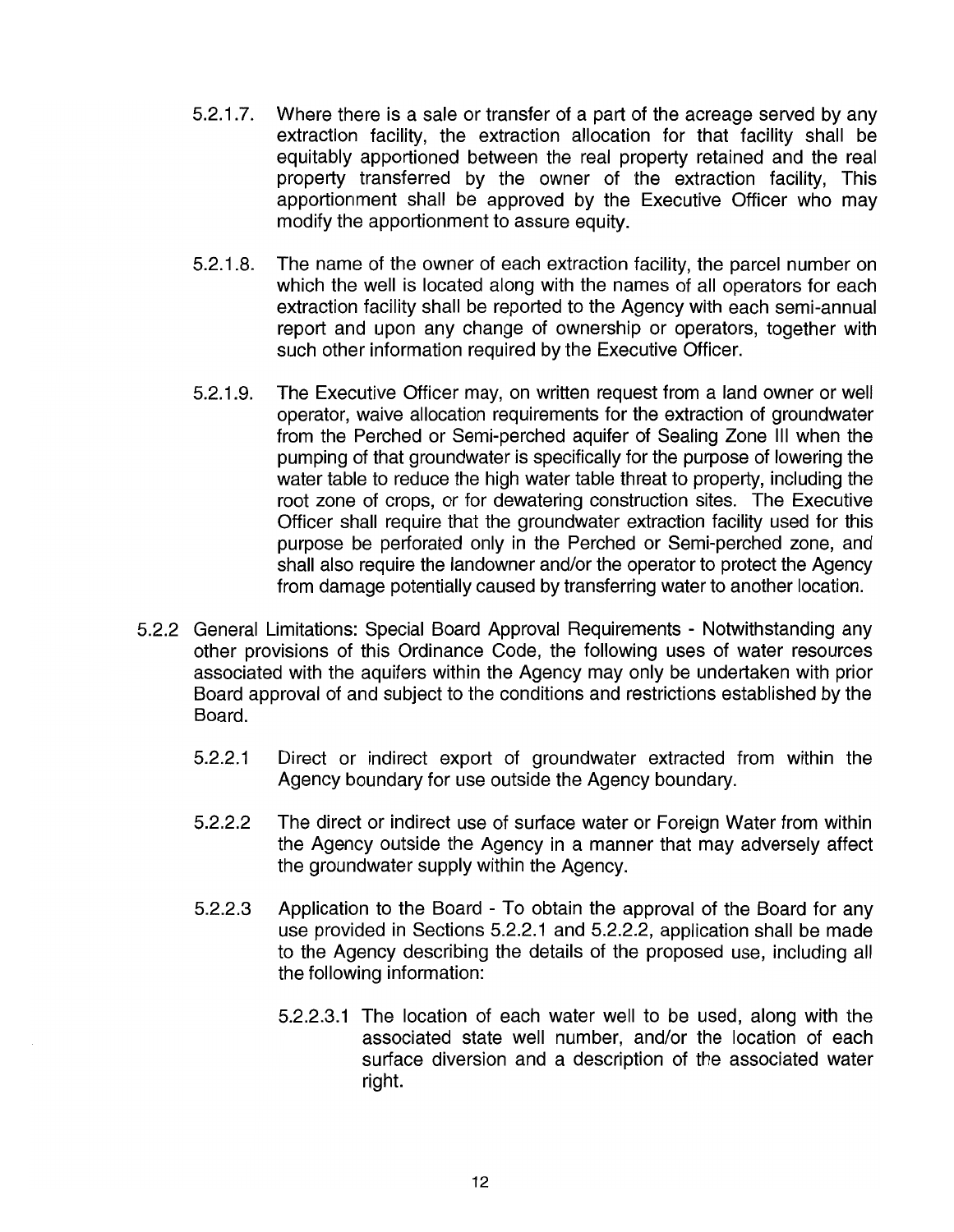5.2.1.7. Where there is a sale or transfer of a part of the acreage served by any extraction facility, the extraction allocation for that facility shall be equitably apportioned between the real property retained and the real property transferred by the owner of the extraction facility, This apportionment shall be approved by the Executive Officer who may modify the apportionment to assure equity.

5.2.1.8. The name of the owner of each extraction facility, the parcel number on which the well is located along with the names of all operators for each extraction facility shall be reported to the Agency with each semi-annual report and upon any change of ownership or operators, together with such other information required by the Executive Officer.

5.2.1.9. The Executive Officer may, on written request from a land owner or well operator, waive allocation requirements for the extraction of groundwater from the Perched or Semi-perched aquifer of Sealing Zone III when the pumping of that groundwater is specifically for the purpose of lowering the water table to reduce the high water table threat to property, including the root zone of crops, or for dewatering construction sites. The Executive Officer shall require that the groundwater extraction facility used for this purpose be perforated only in the Perched or Semi-perched zone, and shall also require the landowner and/or the operator to protect the Agency from damage potentially caused by transferring water to another location.

5.2.2 General Limitations: Special Board Approval Requirements - Notwithstanding any other provisions of this Ordinance Code, the following uses of water resources associated with the aquifers within the Agency may only be undertaken with prior Board approval of and subject to the conditions and restrictions established by the Board.

5.2.2.1 Direct or indirect export of groundwater extracted from within the Agency boundary for use outside the Agency boundary.

5.2.2.2 The direct or indirect use of surface water or Foreign Water from within the Agency outside the Agency in a manner that may adversely affect the groundwater supply within the Agency.

5.2.2.3 Application to the Board - To obtain the approval of the Board for any use provided in Sections 5.2.2.1 and 5.2.2.2, application shall be made to the Agency describing the details of the proposed use, including all the following information:

5.2.2.3.1 The location of each water well to be used, along with the associated state well number, and/or the location of each surface diversion and a description of the associated water right.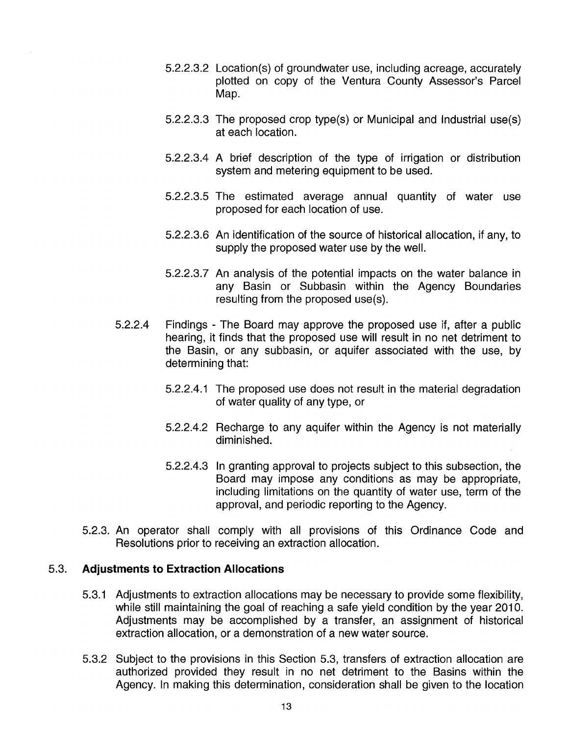5.2.2.3.2 Location(s) of groundwater use, including acreage, accurately plotted on copy of the Ventura County Assessor's Parcel Map.

5.2.2.3.3 The proposed crop type(s) or Municipal and Industrial use(s) at each location.

5.2.2.3.4 A brief description of the type of irrigation or distribution system and metering equipment to be used.

5.2.2.3.5 The estimated average annual quantity of water use proposed for each location of use.

5.2.2.3.6 An identification of the source of historical allocation, if any, to supply the proposed water use by the well.

5.2.2.3.7 An analysis of the potential impacts on the water balance in any Basin or Subbasin within the Agency Boundaries resulting from the proposed use(s).

5.2.2.4 Findings - The Board may approve the proposed use if, after a public hearing, it finds that the proposed use will result in no net detriment to the Basin, or any subbasin, or aquifer associated with the use, by determining that:

5.2.2.4.1 The proposed use does not result in the material degradation of water quality of any type, or

5.2.2.4.2 Recharge to any aquifer within the Agency is not materially diminished.

5.2.2.4.3 In granting approval to projects subject to this subsection, the Board may impose any conditions as may be appropriate, including limitations on the quantity of water use, term of the approval, and periodic reporting to the Agency.

5.2.3. An operator shall comply with all provisions of this Ordinance Code and Resolutions prior to receiving an extraction allocation.

## 5.3. Adjustments to Extraction Allocations

5.3.1 Adjustments to extraction allocations may be necessary to provide some flexibility, while still maintaining the goal of reaching a safe yield condition by the year 2010. Adjustments may be accomplished by a transfer, an assignment of historical extraction allocation, or a demonstration of a new water source.

5.3.2 Subject to the provisions in this Section 5.3, transfers of extraction allocation are authorized provided they result in no net detriment to the Basins within the Agency. In making this determination, consideration shall be given to the location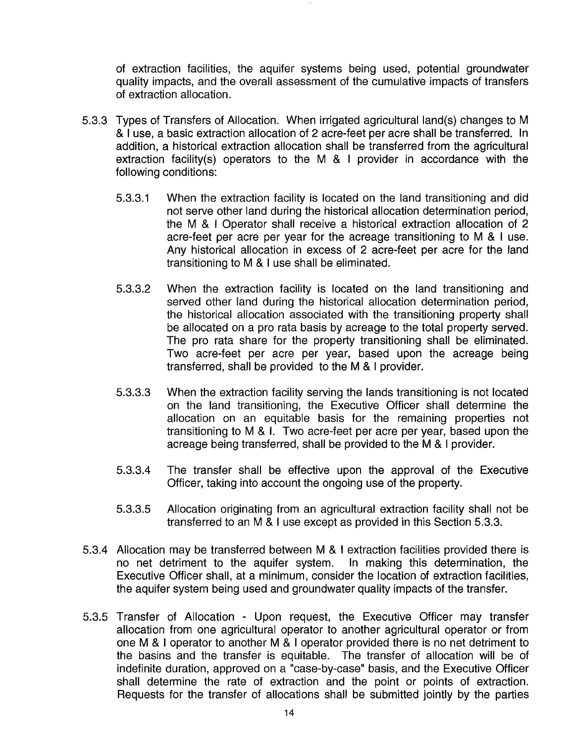of extraction facilities, the aquifer systems being used, potential groundwater quality impacts, and the overall assessment of the cumulative impacts of transfers of extraction allocation.

5.3.3 Types of Transfers of Allocation. When irrigated agricultural land(s) changes to M & I use, a basic extraction allocation of 2 acre-feet per acre shall be transferred. In addition, a historical extraction allocation shall be transferred from the agricultural extraction facility(s) operators to the M & I provider in accordance with the following conditions:

5.3.3.1 When the extraction facility is located on the land transitioning and did not serve other land during the historical allocation determination period, the M & I Operator shall receive a historical extraction allocation of 2 acre-feet per acre per year for the acreage transitioning to M & I use. Any historical allocation in excess of 2 acre-feet per acre for the land transitioning to M & I use shall be eliminated.

5.3.3.2 When the extraction facility is located on the land transitioning and served other land during the historical allocation determination period, the historical allocation associated with the transitioning property shall be allocated on a pro rata basis by acreage to the total property served. The pro rata share for the property transitioning shall be eliminated. Two acre-feet per acre per year, based upon the acreage being transferred, shall be provided to the M & I provider.

5.3.3.3 When the extraction facility serving the lands transitioning is not located on the land transitioning, the Executive Officer shall determine the allocation on an equitable basis for the remaining properties not transitioning to M & I. Two acre-feet per acre per year, based upon the acreage being transferred, shall be provided to the M & I provider.

5.3.3.4 The transfer shall be effective upon the approval of the Executive Officer, taking into account the ongoing use of the property.

5.3.3.5 Allocation originating from an agricultural extraction facility shall not be transferred to an M & I use except as provided in this Section 5.3.3.

5.3.4 Allocation may be transferred between M & I extraction facilities provided there is no net detriment to the aquifer system. In making this determination, the Executive Officer shall, at a minimum, consider the location of extraction facilities, the aquifer system being used and groundwater quality impacts of the transfer.

5.3.5 Transfer of Allocation - Upon request, the Executive Officer may transfer allocation from one agricultural operator to another agricultural operator or from one M & I operator to another M & I operator provided there is no net detriment to the basins and the transfer is equitable. The transfer of allocation will be of indefinite duration, approved on a "case-by-case" basis, and the Executive Officer shall determine the rate of extraction and the point or points of extraction. Requests for the transfer of allocations shall be submitted jointly by the parties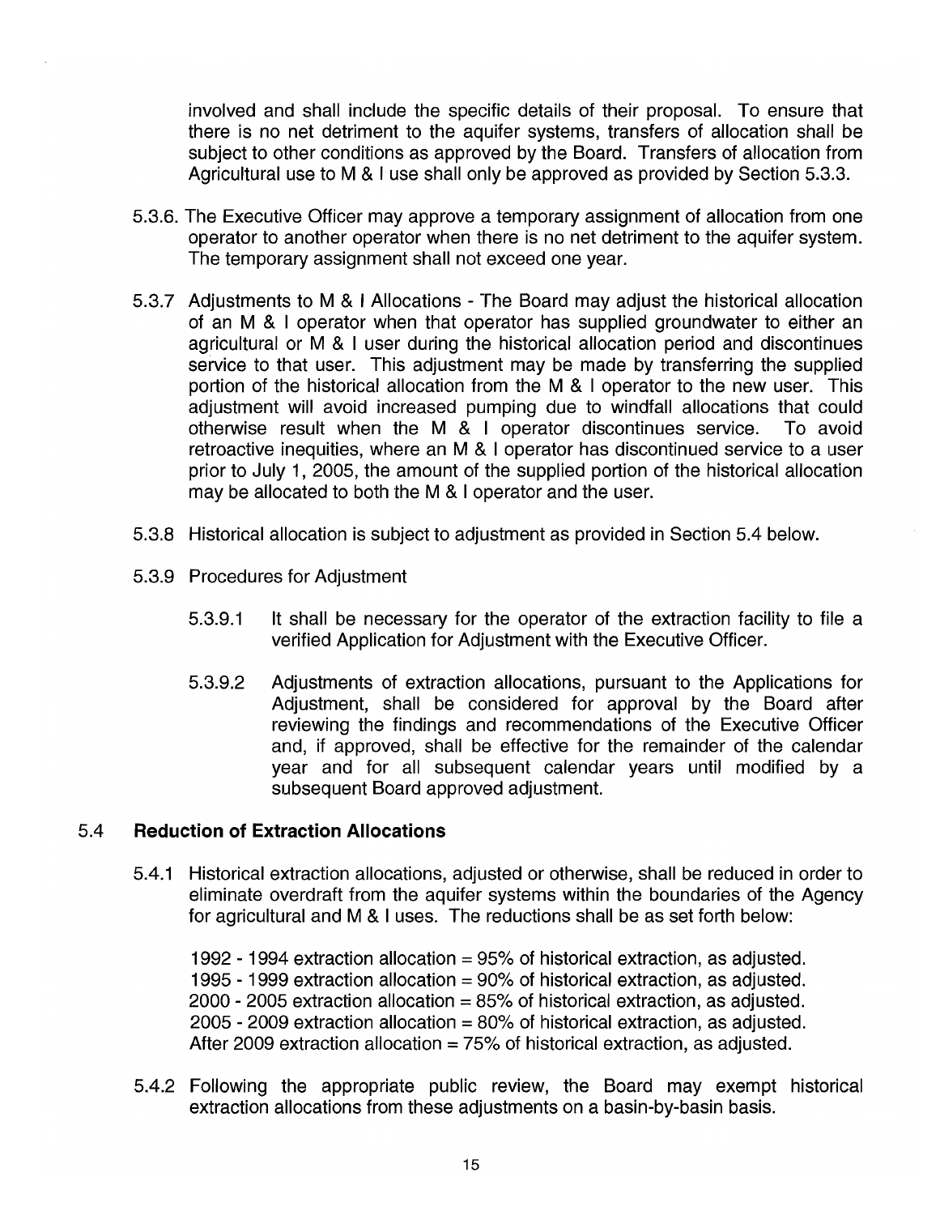involved and shall include the specific details of their proposal. To ensure that there is no net detriment to the aquifer systems, transfers of allocation shall be subject to other conditions as approved by the Board. Transfers of allocation from Agricultural use to M & I use shall only be approved as provided by Section 5.3.3.

5.3.6. The Executive Officer may approve a temporary assignment of allocation from one operator to another operator when there is no net detriment to the aquifer system. The temporary assignment shall not exceed one year.

5.3.7 Adjustments to M & I Allocations - The Board may adjust the historical allocation of an M & I operator when that operator has supplied groundwater to either an agricultural or M & I user during the historical allocation period and discontinues service to that user. This adjustment may be made by transferring the supplied portion of the historical allocation from the M & I operator to the new user. This adjustment will avoid increased pumping due to windfall allocations that could otherwise result when the M & I operator discontinues service. To avoid retroactive inequities, where an M & I operator has discontinued service to a user prior to July 1, 2005, the amount of the supplied portion of the historical allocation may be allocated to both the M & I operator and the user.

5.3.8 Historical allocation is subject to adjustment as provided in Section 5.4 below.

5.3.9 Procedures for Adjustment

5.3.9.1 It shall be necessary for the operator of the extraction facility to file a verified Application for Adjustment with the Executive Officer.

5.3.9.2 Adjustments of extraction allocations, pursuant to the Applications for Adjustment, shall be considered for approval by the Board after reviewing the findings and recommendations of the Executive Officer and, if approved, shall be effective for the remainder of the calendar year and for all subsequent calendar years until modified by a subsequent Board approved adjustment.

## 5.4 Reduction of Extraction Allocations

5.4.1 Historical extraction allocations, adjusted or otherwise, shall be reduced in order to eliminate overdraft from the aquifer systems within the boundaries of the Agency for agricultural and M & I uses. The reductions shall be as set forth below:

1992 - 1994 extraction allocation = 95% of historical extraction, as adjusted.
1995 - 1999 extraction allocation = 90% of historical extraction, as adjusted.
2000 - 2005 extraction allocation = 85% of historical extraction, as adjusted.
2005 - 2009 extraction allocation = 80% of historical extraction, as adjusted.
After 2009 extraction allocation = 75% of historical extraction, as adjusted.

5.4.2 Following the appropriate public review, the Board may exempt historical extraction allocations from these adjustments on a basin-by-basin basis.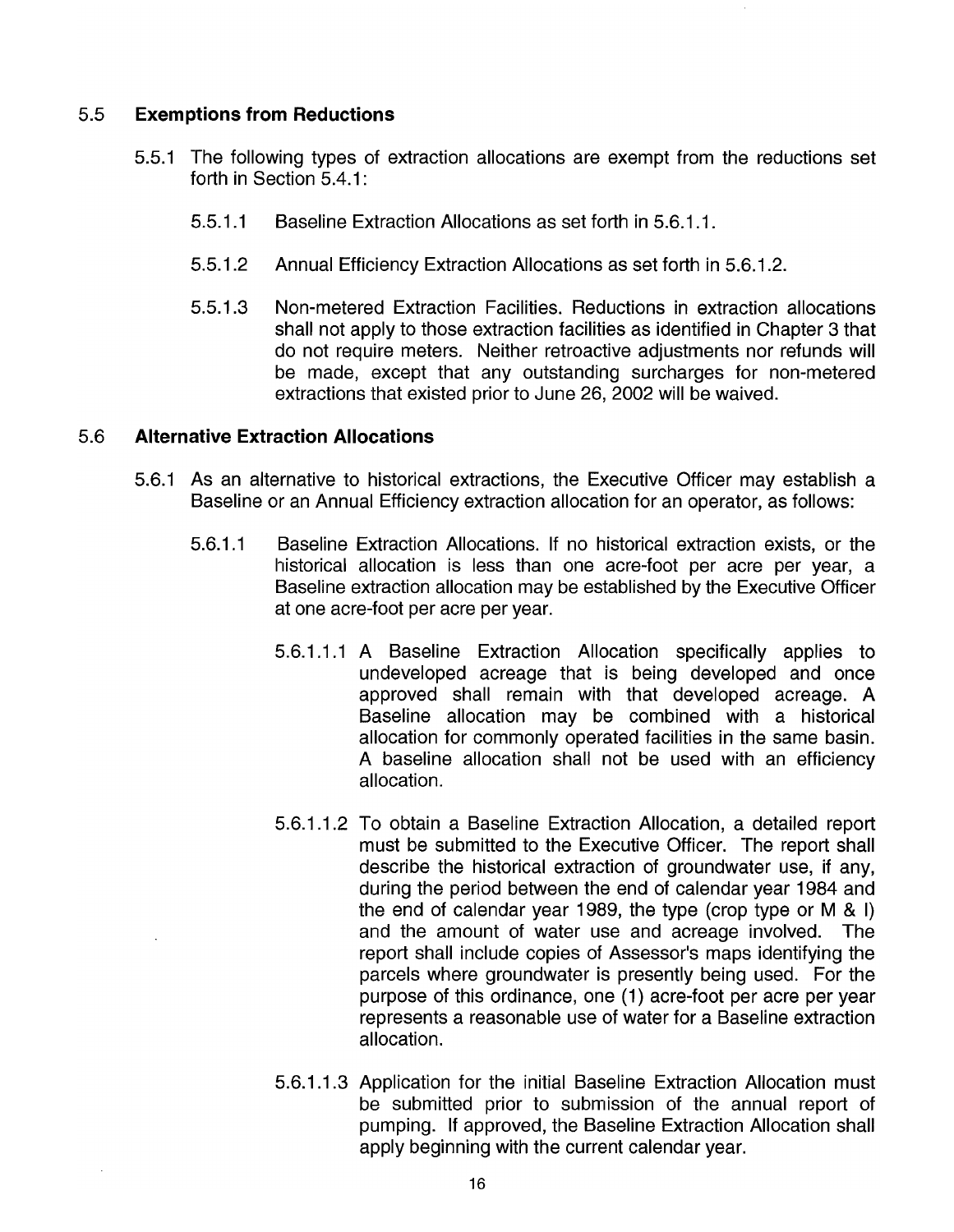## 5.5 Exemptions from Reductions

5.5.1 The following types of extraction allocations are exempt from the reductions set forth in Section 5.4.1:

5.5.1.1 Baseline Extraction Allocations as set forth in 5.6.1.1.

5.5.1.2 Annual Efficiency Extraction Allocations as set forth in 5.6.1.2.

5.5.1.3 Non-metered Extraction Facilities. Reductions in extraction allocations shall not apply to those extraction facilities as identified in Chapter 3 that do not require meters. Neither retroactive adjustments nor refunds will be made, except that any outstanding surcharges for non-metered extractions that existed prior to June 26, 2002 will be waived.

## 5.6 Alternative Extraction Allocations

5.6.1 As an alternative to historical extractions, the Executive Officer may establish a Baseline or an Annual Efficiency extraction allocation for an operator, as follows:

5.6.1.1 Baseline Extraction Allocations. If no historical extraction exists, or the historical allocation is less than one acre-foot per acre per year, a Baseline extraction allocation may be established by the Executive Officer at one acre-foot per acre per year.

5.6.1.1.1 A Baseline Extraction Allocation specifically applies to undeveloped acreage that is being developed and once approved shall remain with that developed acreage. A Baseline allocation may be combined with a historical allocation for commonly operated facilities in the same basin. A baseline allocation shall not be used with an efficiency allocation.

5.6.1.1.2 To obtain a Baseline Extraction Allocation, a detailed report must be submitted to the Executive Officer. The report shall describe the historical extraction of groundwater use, if any, during the period between the end of calendar year 1984 and the end of calendar year 1989, the type (crop type or M & I) and the amount of water use and acreage involved. The report shall include copies of Assessor's maps identifying the parcels where groundwater is presently being used. For the purpose of this ordinance, one (1) acre-foot per acre per year represents a reasonable use of water for a Baseline extraction allocation.

5.6.1.1.3 Application for the initial Baseline Extraction Allocation must be submitted prior to submission of the annual report of pumping. If approved, the Baseline Extraction Allocation shall apply beginning with the current calendar year.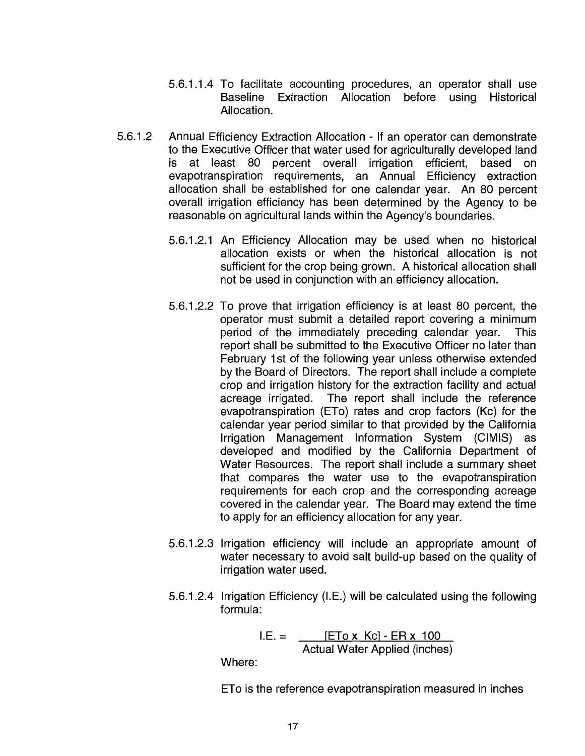5.6.1.1.4 To facilitate accounting procedures, an operator shall use Baseline Extraction Allocation before using Historical Allocation.

5.6.1.2 Annual Efficiency Extraction Allocation - If an operator can demonstrate to the Executive Officer that water used for agriculturally developed land is at least 80 percent overall irrigation efficient, based on evapotranspiration requirements, an Annual Efficiency extraction allocation shall be established for one calendar year. An 80 percent overall irrigation efficiency has been determined by the Agency to be reasonable on agricultural lands within the Agency's boundaries.

5.6.1.2.1 An Efficiency Allocation may be used when no historical allocation exists or when the historical allocation is not sufficient for the crop being grown. A historical allocation shall not be used in conjunction with an efficiency allocation.

5.6.1.2.2 To prove that irrigation efficiency is at least 80 percent, the operator must submit a detailed report covering a minimum period of the immediately preceding calendar year. This report shall be submitted to the Executive Officer no later than February 1st of the following year unless otherwise extended by the Board of Directors. The report shall include a complete crop and irrigation history for the extraction facility and actual acreage irrigated. The report shall include the reference evapotranspiration (ETo) rates and crop factors (Kc) for the calendar year period similar to that provided by the California Irrigation Management Information System (CIMIS) as developed and modified by the California Department of Water Resources. The report shall include a summary sheet that compares the water use to the evapotranspiration requirements for each crop and the corresponding acreage covered in the calendar year. The Board may extend the time to apply for an efficiency allocation for any year.

5.6.1.2.3 Irrigation efficiency will include an appropriate amount of water necessary to avoid salt build-up based on the quality of irrigation water used.

5.6.1.2.4 Irrigation Efficiency (I.E.) will be calculated using the following formula:

$$\text{I.E.} = \frac{[\text{ETo} \times \text{Kc}] - \text{ER} \times 100}{\text{Actual Water Applied (inches)}}$$

Where:

ETo is the reference evapotranspiration measured in inches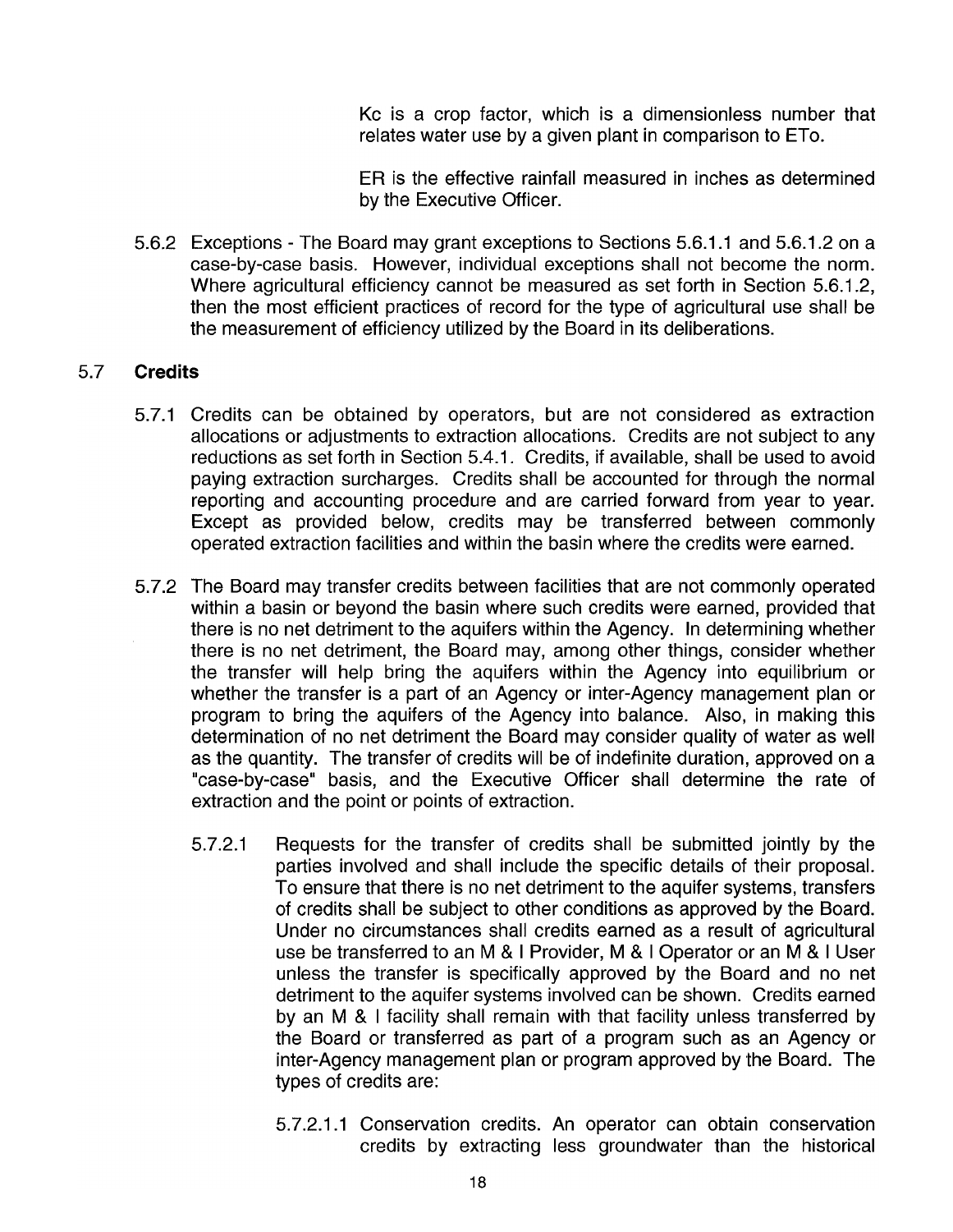Kc is a crop factor, which is a dimensionless number that relates water use by a given plant in comparison to ETo.

ER is the effective rainfall measured in inches as determined by the Executive Officer.

5.6.2 Exceptions - The Board may grant exceptions to Sections 5.6.1.1 and 5.6.1.2 on a case-by-case basis. However, individual exceptions shall not become the norm. Where agricultural efficiency cannot be measured as set forth in Section 5.6.1.2, then the most efficient practices of record for the type of agricultural use shall be the measurement of efficiency utilized by the Board in its deliberations.

## 5.7 **Credits**

5.7.1 Credits can be obtained by operators, but are not considered as extraction allocations or adjustments to extraction allocations. Credits are not subject to any reductions as set forth in Section 5.4.1. Credits, if available, shall be used to avoid paying extraction surcharges. Credits shall be accounted for through the normal reporting and accounting procedure and are carried forward from year to year. Except as provided below, credits may be transferred between commonly operated extraction facilities and within the basin where the credits were earned.

5.7.2 The Board may transfer credits between facilities that are not commonly operated within a basin or beyond the basin where such credits were earned, provided that there is no net detriment to the aquifers within the Agency. In determining whether there is no net detriment, the Board may, among other things, consider whether the transfer will help bring the aquifers within the Agency into equilibrium or whether the transfer is a part of an Agency or inter-Agency management plan or program to bring the aquifers of the Agency into balance. Also, in making this determination of no net detriment the Board may consider quality of water as well as the quantity. The transfer of credits will be of indefinite duration, approved on a "case-by-case" basis, and the Executive Officer shall determine the rate of extraction and the point or points of extraction.

5.7.2.1 Requests for the transfer of credits shall be submitted jointly by the parties involved and shall include the specific details of their proposal. To ensure that there is no net detriment to the aquifer systems, transfers of credits shall be subject to other conditions as approved by the Board. Under no circumstances shall credits earned as a result of agricultural use be transferred to an M & I Provider, M & I Operator or an M & I User unless the transfer is specifically approved by the Board and no net detriment to the aquifer systems involved can be shown. Credits earned by an M & I facility shall remain with that facility unless transferred by the Board or transferred as part of a program such as an Agency or inter-Agency management plan or program approved by the Board. The types of credits are:

5.7.2.1.1 Conservation credits. An operator can obtain conservation credits by extracting less groundwater than the historical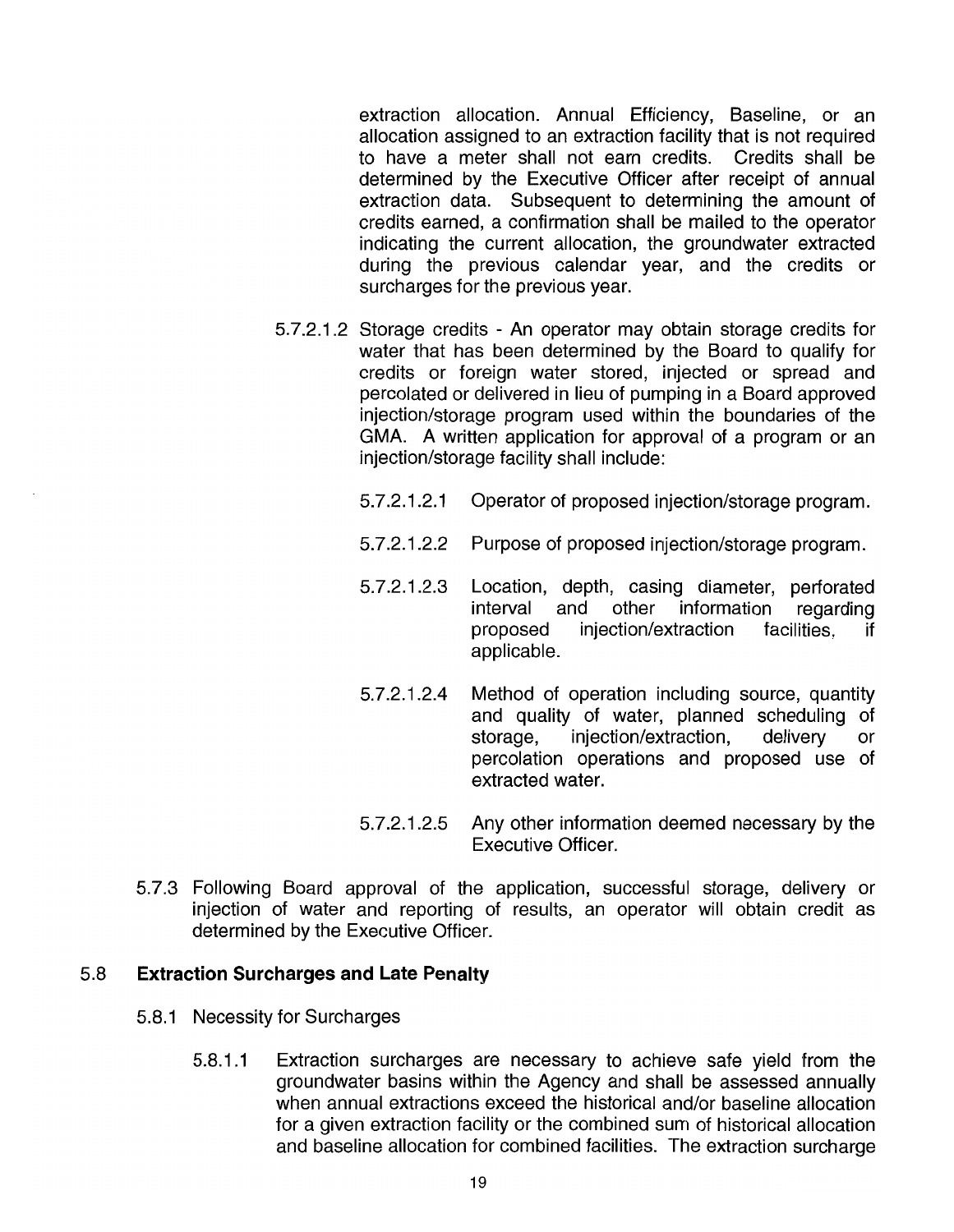extraction allocation. Annual Efficiency, Baseline, or an allocation assigned to an extraction facility that is not required to have a meter shall not earn credits. Credits shall be determined by the Executive Officer after receipt of annual extraction data. Subsequent to determining the amount of credits earned, a confirmation shall be mailed to the operator indicating the current allocation, the groundwater extracted during the previous calendar year, and the credits or surcharges for the previous year.

5.7.2.1.2 Storage credits - An operator may obtain storage credits for water that has been determined by the Board to qualify for credits or foreign water stored, injected or spread and percolated or delivered in lieu of pumping in a Board approved injection/storage program used within the boundaries of the GMA. A written application for approval of a program or an injection/storage facility shall include:

5.7.2.1.2.1 Operator of proposed injection/storage program.

5.7.2.1.2.2 Purpose of proposed injection/storage program.

5.7.2.1.2.3 Location, depth, casing diameter, perforated interval and other information regarding proposed injection/extraction facilities, if applicable.

5.7.2.1.2.4 Method of operation including source, quantity and quality of water, planned scheduling of storage, injection/extraction, delivery or percolation operations and proposed use of extracted water.

5.7.2.1.2.5 Any other information deemed necessary by the Executive Officer.

5.7.3 Following Board approval of the application, successful storage, delivery or injection of water and reporting of results, an operator will obtain credit as determined by the Executive Officer.

## 5.8 Extraction Surcharges and Late Penalty

5.8.1 Necessity for Surcharges

5.8.1.1 Extraction surcharges are necessary to achieve safe yield from the groundwater basins within the Agency and shall be assessed annually when annual extractions exceed the historical and/or baseline allocation for a given extraction facility or the combined sum of historical allocation and baseline allocation for combined facilities. The extraction surcharge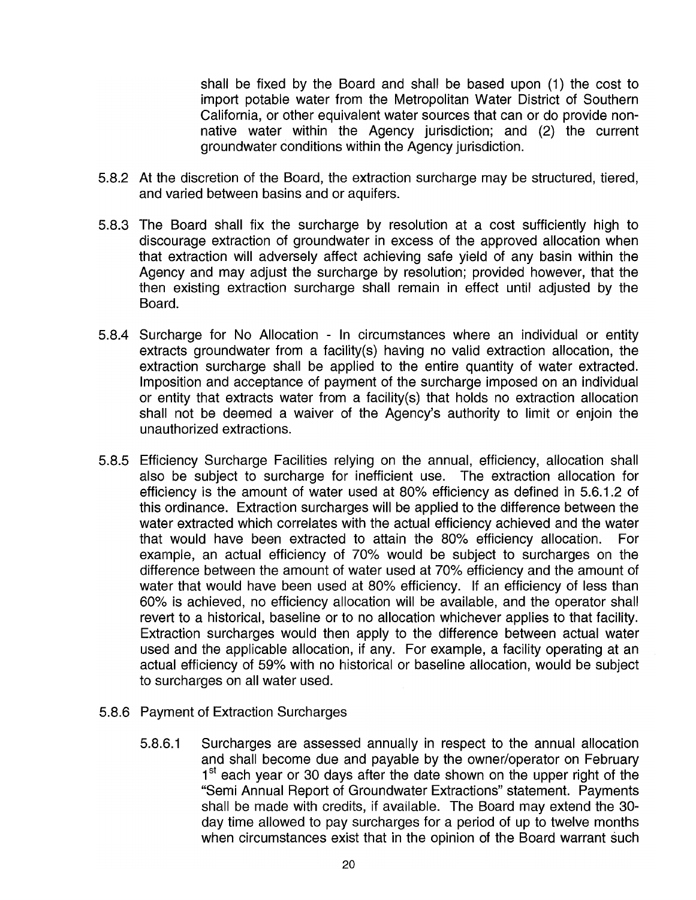shall be fixed by the Board and shall be based upon (1) the cost to import potable water from the Metropolitan Water District of Southern California, or other equivalent water sources that can or do provide non-native water within the Agency jurisdiction; and (2) the current groundwater conditions within the Agency jurisdiction.

5.8.2 At the discretion of the Board, the extraction surcharge may be structured, tiered, and varied between basins and or aquifers.

5.8.3 The Board shall fix the surcharge by resolution at a cost sufficiently high to discourage extraction of groundwater in excess of the approved allocation when that extraction will adversely affect achieving safe yield of any basin within the Agency and may adjust the surcharge by resolution; provided however, that the then existing extraction surcharge shall remain in effect until adjusted by the Board.

5.8.4 Surcharge for No Allocation - In circumstances where an individual or entity extracts groundwater from a facility(s) having no valid extraction allocation, the extraction surcharge shall be applied to the entire quantity of water extracted. Imposition and acceptance of payment of the surcharge imposed on an individual or entity that extracts water from a facility(s) that holds no extraction allocation shall not be deemed a waiver of the Agency's authority to limit or enjoin the unauthorized extractions.

5.8.5 Efficiency Surcharge Facilities relying on the annual, efficiency, allocation shall also be subject to surcharge for inefficient use. The extraction allocation for efficiency is the amount of water used at 80% efficiency as defined in 5.6.1.2 of this ordinance. Extraction surcharges will be applied to the difference between the water extracted which correlates with the actual efficiency achieved and the water that would have been extracted to attain the 80% efficiency allocation. For example, an actual efficiency of 70% would be subject to surcharges on the difference between the amount of water used at 70% efficiency and the amount of water that would have been used at 80% efficiency. If an efficiency of less than 60% is achieved, no efficiency allocation will be available, and the operator shall revert to a historical, baseline or to no allocation whichever applies to that facility. Extraction surcharges would then apply to the difference between actual water used and the applicable allocation, if any. For example, a facility operating at an actual efficiency of 59% with no historical or baseline allocation, would be subject to surcharges on all water used.

5.8.6 Payment of Extraction Surcharges

5.8.6.1 Surcharges are assessed annually in respect to the annual allocation and shall become due and payable by the owner/operator on February 1st each year or 30 days after the date shown on the upper right of the "Semi Annual Report of Groundwater Extractions" statement. Payments shall be made with credits, if available. The Board may extend the 30-day time allowed to pay surcharges for a period of up to twelve months when circumstances exist that in the opinion of the Board warrant such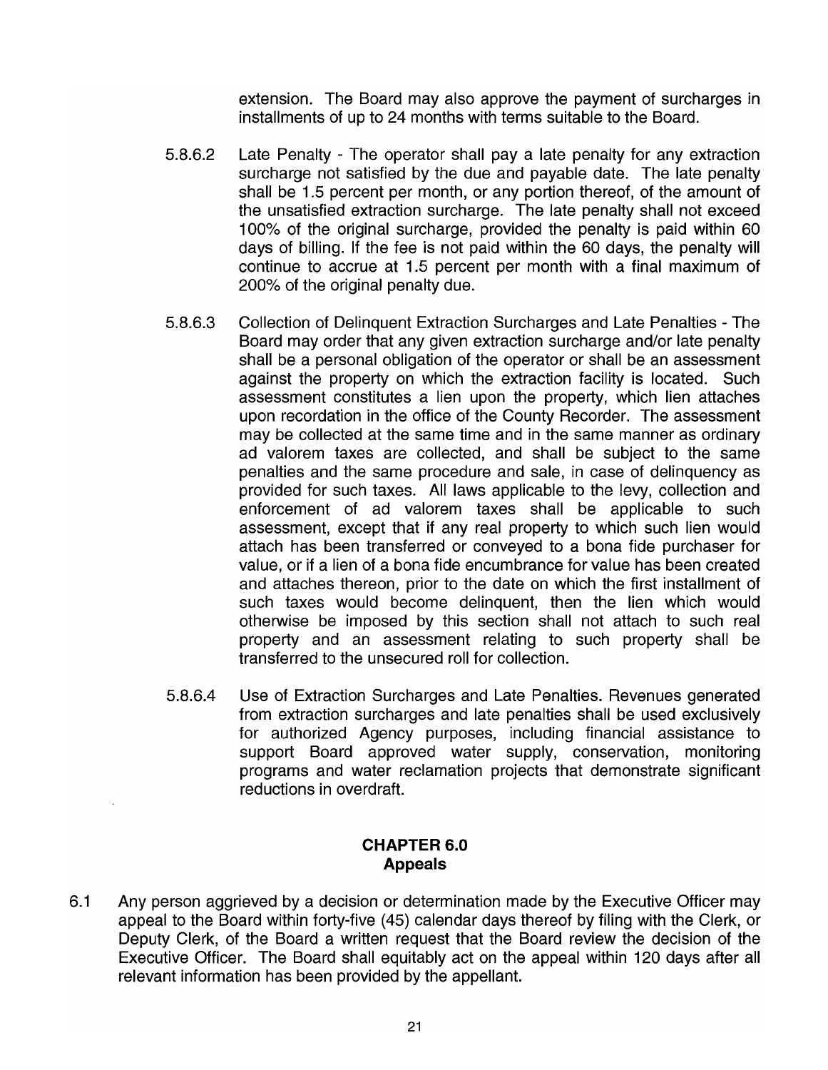extension. The Board may also approve the payment of surcharges in installments of up to 24 months with terms suitable to the Board.

5.8.6.2 Late Penalty - The operator shall pay a late penalty for any extraction surcharge not satisfied by the due and payable date. The late penalty shall be 1.5 percent per month, or any portion thereof, of the amount of the unsatisfied extraction surcharge. The late penalty shall not exceed 100% of the original surcharge, provided the penalty is paid within 60 days of billing. If the fee is not paid within the 60 days, the penalty will continue to accrue at 1.5 percent per month with a final maximum of 200% of the original penalty due.

5.8.6.3 Collection of Delinquent Extraction Surcharges and Late Penalties - The Board may order that any given extraction surcharge and/or late penalty shall be a personal obligation of the operator or shall be an assessment against the property on which the extraction facility is located. Such assessment constitutes a lien upon the property, which lien attaches upon recordation in the office of the County Recorder. The assessment may be collected at the same time and in the same manner as ordinary ad valorem taxes are collected, and shall be subject to the same penalties and the same procedure and sale, in case of delinquency as provided for such taxes. All laws applicable to the levy, collection and enforcement of ad valorem taxes shall be applicable to such assessment, except that if any real property to which such lien would attach has been transferred or conveyed to a bona fide purchaser for value, or if a lien of a bona fide encumbrance for value has been created and attaches thereon, prior to the date on which the first installment of such taxes would become delinquent, then the lien which would otherwise be imposed by this section shall not attach to such real property and an assessment relating to such property shall be transferred to the unsecured roll for collection.

5.8.6.4 Use of Extraction Surcharges and Late Penalties. Revenues generated from extraction surcharges and late penalties shall be used exclusively for authorized Agency purposes, including financial assistance to support Board approved water supply, conservation, monitoring programs and water reclamation projects that demonstrate significant reductions in overdraft.

## CHAPTER 6.0
## Appeals

6.1 Any person aggrieved by a decision or determination made by the Executive Officer may appeal to the Board within forty-five (45) calendar days thereof by filing with the Clerk, or Deputy Clerk, of the Board a written request that the Board review the decision of the Executive Officer. The Board shall equitably act on the appeal within 120 days after all relevant information has been provided by the appellant.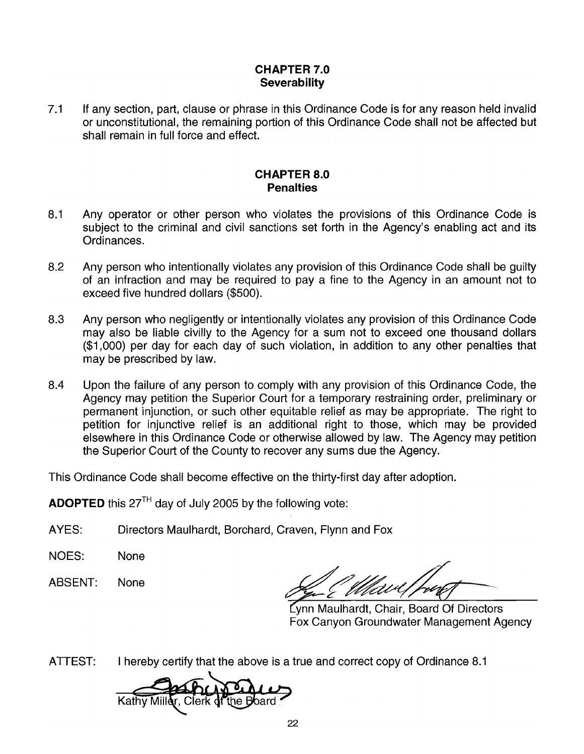## CHAPTER 7.0
## Severability

7.1 If any section, part, clause or phrase in this Ordinance Code is for any reason held invalid or unconstitutional, the remaining portion of this Ordinance Code shall not be affected but shall remain in full force and effect.

## CHAPTER 8.0
## Penalties

8.1 Any operator or other person who violates the provisions of this Ordinance Code is subject to the criminal and civil sanctions set forth in the Agency's enabling act and its Ordinances.

8.2 Any person who intentionally violates any provision of this Ordinance Code shall be guilty of an infraction and may be required to pay a fine to the Agency in an amount not to exceed five hundred dollars ($500).

8.3 Any person who negligently or intentionally violates any provision of this Ordinance Code may also be liable civilly to the Agency for a sum not to exceed one thousand dollars ($1,000) per day for each day of such violation, in addition to any other penalties that may be prescribed by law.

8.4 Upon the failure of any person to comply with any provision of this Ordinance Code, the Agency may petition the Superior Court for a temporary restraining order, preliminary or permanent injunction, or such other equitable relief as may be appropriate. The right to petition for injunctive relief is an additional right to those, which may be provided elsewhere in this Ordinance Code or otherwise allowed by law. The Agency may petition the Superior Court of the County to recover any sums due the Agency.

This Ordinance Code shall become effective on the thirty-first day after adoption.

**ADOPTED** this 27TH day of July 2005 by the following vote:

AYES: Directors Maulhardt, Borchard, Craven, Flynn and Fox

NOES: None

ABSENT: None

Lynn Maulhardt, Chair, Board Of Directors
Fox Canyon Groundwater Management Agency

ATTEST: I hereby certify that the above is a true and correct copy of Ordinance 8.1

Kathy Miller, Clerk of the Board